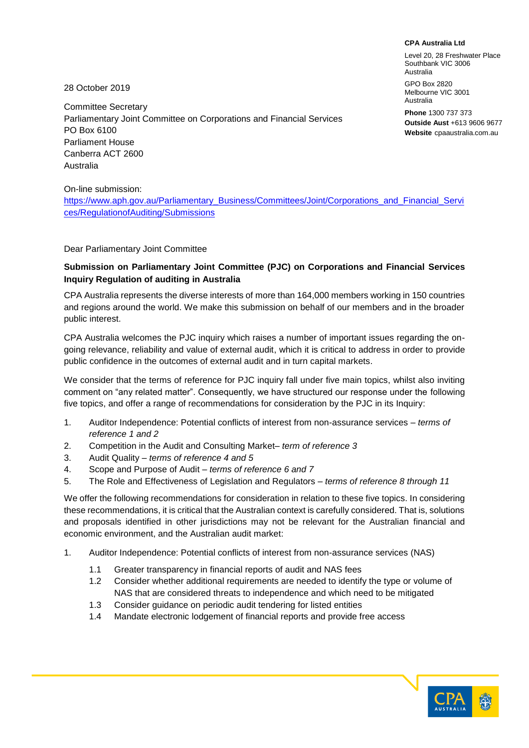**CPA Australia Ltd**

Level 20, 28 Freshwater Place
Southbank VIC 3006
Australia

GPO Box 2820
Melbourne VIC 3001
Australia

**Phone** 1300 737 373
**Outside Aust** +613 9606 9677
**Website** cpaaustralia.com.au

28 October 2019

Committee Secretary
Parliamentary Joint Committee on Corporations and Financial Services
PO Box 6100
Parliament House
Canberra ACT 2600
Australia

On-line submission:
https://www.aph.gov.au/Parliamentary_Business/Committees/Joint/Corporations_and_Financial_Services/RegulationofAuditing/Submissions

Dear Parliamentary Joint Committee

**Submission on Parliamentary Joint Committee (PJC) on Corporations and Financial Services Inquiry Regulation of auditing in Australia**

CPA Australia represents the diverse interests of more than 164,000 members working in 150 countries and regions around the world. We make this submission on behalf of our members and in the broader public interest.

CPA Australia welcomes the PJC inquiry which raises a number of important issues regarding the on-going relevance, reliability and value of external audit, which it is critical to address in order to provide public confidence in the outcomes of external audit and in turn capital markets.

We consider that the terms of reference for PJC inquiry fall under five main topics, whilst also inviting comment on "any related matter". Consequently, we have structured our response under the following five topics, and offer a range of recommendations for consideration by the PJC in its Inquiry:

1. Auditor Independence: Potential conflicts of interest from non-assurance services – *terms of reference 1 and 2*
2. Competition in the Audit and Consulting Market– *term of reference 3*
3. Audit Quality – *terms of reference 4 and 5*
4. Scope and Purpose of Audit – *terms of reference 6 and 7*
5. The Role and Effectiveness of Legislation and Regulators – *terms of reference 8 through 11*

We offer the following recommendations for consideration in relation to these five topics. In considering these recommendations, it is critical that the Australian context is carefully considered. That is, solutions and proposals identified in other jurisdictions may not be relevant for the Australian financial and economic environment, and the Australian audit market:

1. Auditor Independence: Potential conflicts of interest from non-assurance services (NAS)
   - 1.1 Greater transparency in financial reports of audit and NAS fees
   - 1.2 Consider whether additional requirements are needed to identify the type or volume of NAS that are considered threats to independence and which need to be mitigated
   - 1.3 Consider guidance on periodic audit tendering for listed entities
   - 1.4 Mandate electronic lodgement of financial reports and provide free access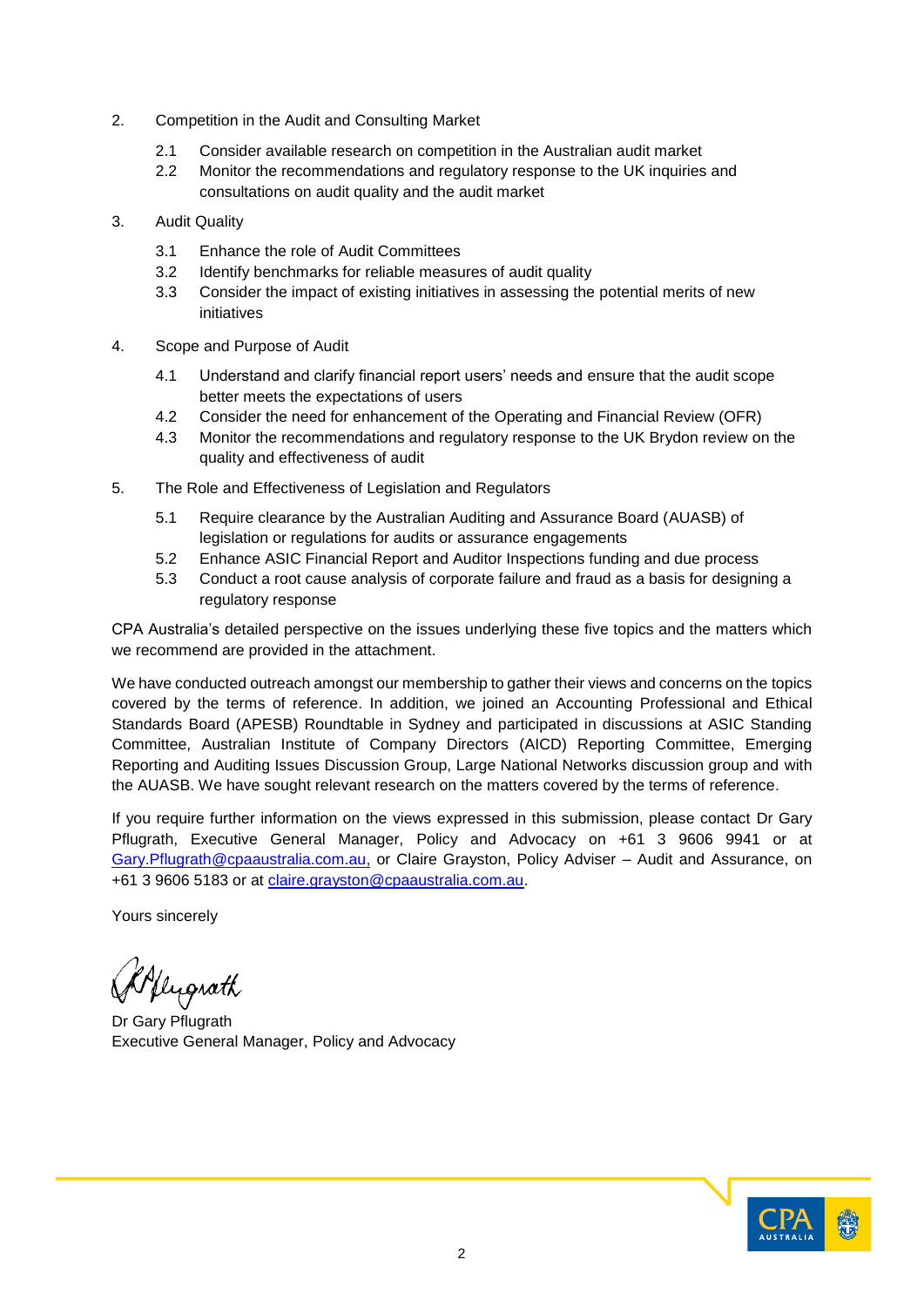2. Competition in the Audit and Consulting Market

    2.1 Consider available research on competition in the Australian audit market
    2.2 Monitor the recommendations and regulatory response to the UK inquiries and consultations on audit quality and the audit market

3. Audit Quality

    3.1 Enhance the role of Audit Committees
    3.2 Identify benchmarks for reliable measures of audit quality
    3.3 Consider the impact of existing initiatives in assessing the potential merits of new initiatives

4. Scope and Purpose of Audit

    4.1 Understand and clarify financial report users' needs and ensure that the audit scope better meets the expectations of users
    4.2 Consider the need for enhancement of the Operating and Financial Review (OFR)
    4.3 Monitor the recommendations and regulatory response to the UK Brydon review on the quality and effectiveness of audit

5. The Role and Effectiveness of Legislation and Regulators

    5.1 Require clearance by the Australian Auditing and Assurance Board (AUASB) of legislation or regulations for audits or assurance engagements
    5.2 Enhance ASIC Financial Report and Auditor Inspections funding and due process
    5.3 Conduct a root cause analysis of corporate failure and fraud as a basis for designing a regulatory response

CPA Australia's detailed perspective on the issues underlying these five topics and the matters which we recommend are provided in the attachment.

We have conducted outreach amongst our membership to gather their views and concerns on the topics covered by the terms of reference. In addition, we joined an Accounting Professional and Ethical Standards Board (APESB) Roundtable in Sydney and participated in discussions at ASIC Standing Committee, Australian Institute of Company Directors (AICD) Reporting Committee, Emerging Reporting and Auditing Issues Discussion Group, Large National Networks discussion group and with the AUASB. We have sought relevant research on the matters covered by the terms of reference.

If you require further information on the views expressed in this submission, please contact Dr Gary Pflugrath, Executive General Manager, Policy and Advocacy on +61 3 9606 9941 or at Gary.Pflugrath@cpaaustralia.com.au, or Claire Grayston, Policy Adviser – Audit and Assurance, on +61 3 9606 5183 or at claire.grayston@cpaaustralia.com.au.

Yours sincerely

Dr Gary Pflugrath
Executive General Manager, Policy and Advocacy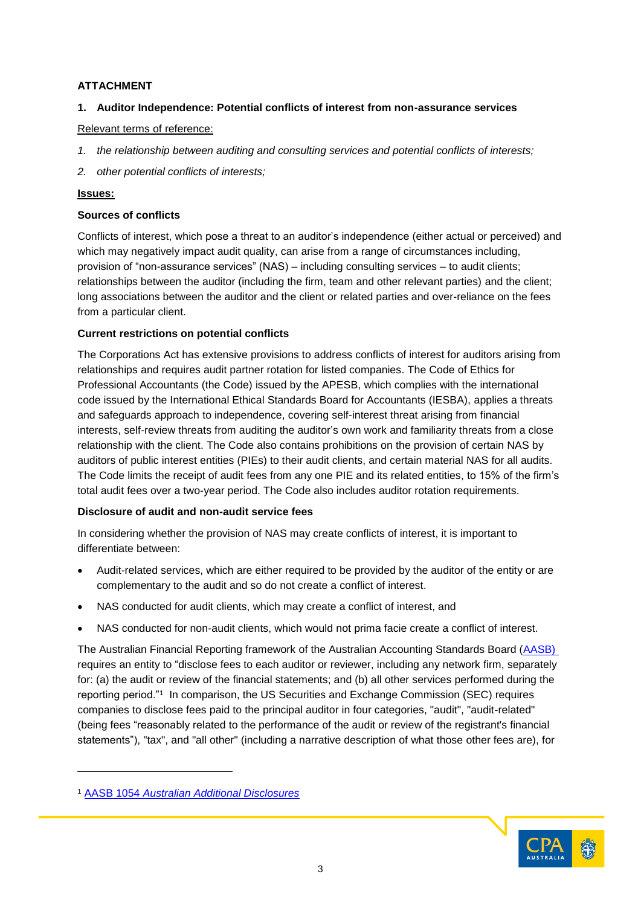**ATTACHMENT**

**1. Auditor Independence: Potential conflicts of interest from non-assurance services**

Relevant terms of reference:

1. *the relationship between auditing and consulting services and potential conflicts of interests;*
2. *other potential conflicts of interests;*

**Issues:**

**Sources of conflicts**

Conflicts of interest, which pose a threat to an auditor's independence (either actual or perceived) and which may negatively impact audit quality, can arise from a range of circumstances including, provision of "non-assurance services" (NAS) – including consulting services – to audit clients; relationships between the auditor (including the firm, team and other relevant parties) and the client; long associations between the auditor and the client or related parties and over-reliance on the fees from a particular client.

**Current restrictions on potential conflicts**

The Corporations Act has extensive provisions to address conflicts of interest for auditors arising from relationships and requires audit partner rotation for listed companies. The Code of Ethics for Professional Accountants (the Code) issued by the APESB, which complies with the international code issued by the International Ethical Standards Board for Accountants (IESBA), applies a threats and safeguards approach to independence, covering self-interest threat arising from financial interests, self-review threats from auditing the auditor's own work and familiarity threats from a close relationship with the client. The Code also contains prohibitions on the provision of certain NAS by auditors of public interest entities (PIEs) to their audit clients, and certain material NAS for all audits. The Code limits the receipt of audit fees from any one PIE and its related entities, to 15% of the firm's total audit fees over a two-year period. The Code also includes auditor rotation requirements.

**Disclosure of audit and non-audit service fees**

In considering whether the provision of NAS may create conflicts of interest, it is important to differentiate between:

- Audit-related services, which are either required to be provided by the auditor of the entity or are complementary to the audit and so do not create a conflict of interest.
- NAS conducted for audit clients, which may create a conflict of interest, and
- NAS conducted for non-audit clients, which would not prima facie create a conflict of interest.

The Australian Financial Reporting framework of the Australian Accounting Standards Board (AASB) requires an entity to "disclose fees to each auditor or reviewer, including any network firm, separately for: (a) the audit or review of the financial statements; and (b) all other services performed during the reporting period."[1] In comparison, the US Securities and Exchange Commission (SEC) requires companies to disclose fees paid to the principal auditor in four categories, "audit", "audit-related" (being fees "reasonably related to the performance of the audit or review of the registrant's financial statements"), "tax", and "all other" (including a narrative description of what those other fees are), for

[1] AASB 1054 *Australian Additional Disclosures*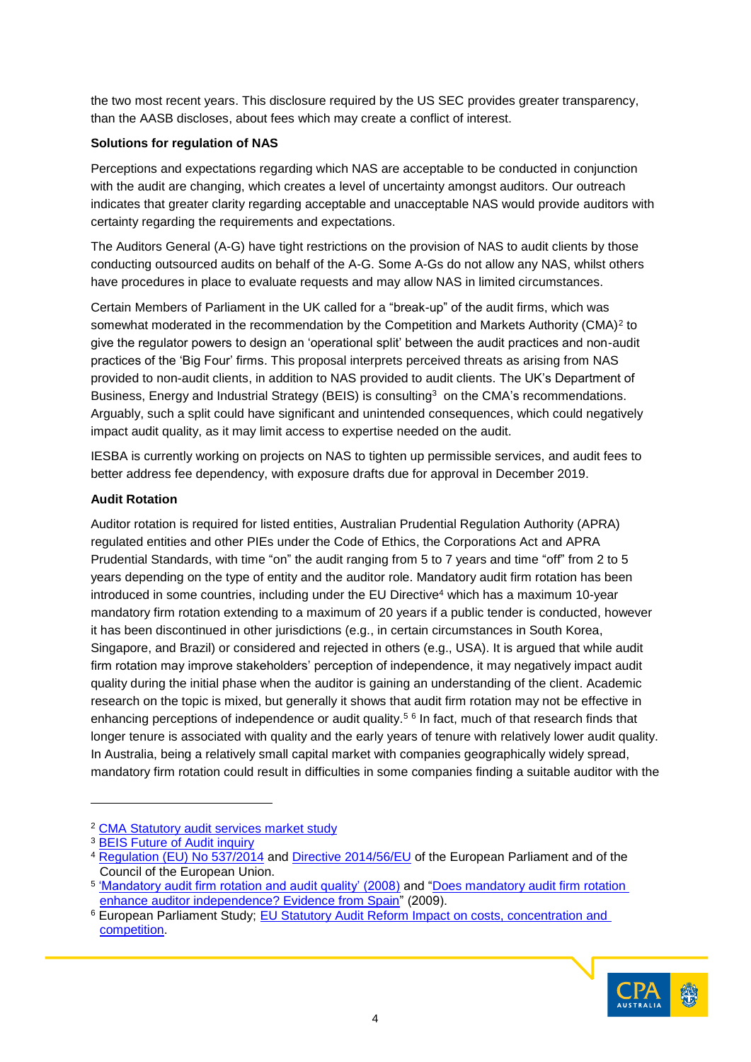the two most recent years. This disclosure required by the US SEC provides greater transparency, than the AASB discloses, about fees which may create a conflict of interest.

**Solutions for regulation of NAS**

Perceptions and expectations regarding which NAS are acceptable to be conducted in conjunction with the audit are changing, which creates a level of uncertainty amongst auditors. Our outreach indicates that greater clarity regarding acceptable and unacceptable NAS would provide auditors with certainty regarding the requirements and expectations.

The Auditors General (A-G) have tight restrictions on the provision of NAS to audit clients by those conducting outsourced audits on behalf of the A-G. Some A-Gs do not allow any NAS, whilst others have procedures in place to evaluate requests and may allow NAS in limited circumstances.

Certain Members of Parliament in the UK called for a "break-up" of the audit firms, which was somewhat moderated in the recommendation by the Competition and Markets Authority (CMA)[2] to give the regulator powers to design an 'operational split' between the audit practices and non-audit practices of the 'Big Four' firms. This proposal interprets perceived threats as arising from NAS provided to non-audit clients, in addition to NAS provided to audit clients. The UK's Department of Business, Energy and Industrial Strategy (BEIS) is consulting[3] on the CMA's recommendations. Arguably, such a split could have significant and unintended consequences, which could negatively impact audit quality, as it may limit access to expertise needed on the audit.

IESBA is currently working on projects on NAS to tighten up permissible services, and audit fees to better address fee dependency, with exposure drafts due for approval in December 2019.

**Audit Rotation**

Auditor rotation is required for listed entities, Australian Prudential Regulation Authority (APRA) regulated entities and other PIEs under the Code of Ethics, the Corporations Act and APRA Prudential Standards, with time "on" the audit ranging from 5 to 7 years and time "off" from 2 to 5 years depending on the type of entity and the auditor role. Mandatory audit firm rotation has been introduced in some countries, including under the EU Directive[4] which has a maximum 10-year mandatory firm rotation extending to a maximum of 20 years if a public tender is conducted, however it has been discontinued in other jurisdictions (e.g., in certain circumstances in South Korea, Singapore, and Brazil) or considered and rejected in others (e.g., USA). It is argued that while audit firm rotation may improve stakeholders' perception of independence, it may negatively impact audit quality during the initial phase when the auditor is gaining an understanding of the client. Academic research on the topic is mixed, but generally it shows that audit firm rotation may not be effective in enhancing perceptions of independence or audit quality.[5] [6] In fact, much of that research finds that longer tenure is associated with quality and the early years of tenure with relatively lower audit quality. In Australia, being a relatively small capital market with companies geographically widely spread, mandatory firm rotation could result in difficulties in some companies finding a suitable auditor with the

---

[2] CMA Statutory audit services market study

[3] BEIS Future of Audit inquiry

[4] Regulation (EU) No 537/2014 and Directive 2014/56/EU of the European Parliament and of the Council of the European Union.

[5] 'Mandatory audit firm rotation and audit quality' (2008) and "Does mandatory audit firm rotation enhance auditor independence? Evidence from Spain" (2009).

[6] European Parliament Study; EU Statutory Audit Reform Impact on costs, concentration and competition.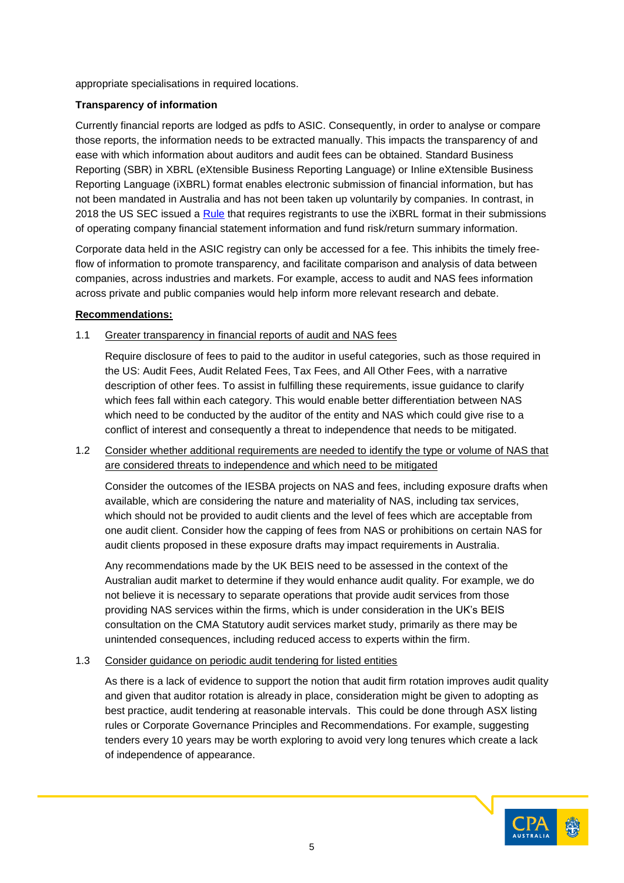appropriate specialisations in required locations.

**Transparency of information**

Currently financial reports are lodged as pdfs to ASIC. Consequently, in order to analyse or compare those reports, the information needs to be extracted manually. This impacts the transparency of and ease with which information about auditors and audit fees can be obtained. Standard Business Reporting (SBR) in XBRL (eXtensible Business Reporting Language) or Inline eXtensible Business Reporting Language (iXBRL) format enables electronic submission of financial information, but has not been mandated in Australia and has not been taken up voluntarily by companies. In contrast, in 2018 the US SEC issued a Rule that requires registrants to use the iXBRL format in their submissions of operating company financial statement information and fund risk/return summary information.

Corporate data held in the ASIC registry can only be accessed for a fee. This inhibits the timely free-flow of information to promote transparency, and facilitate comparison and analysis of data between companies, across industries and markets. For example, access to audit and NAS fees information across private and public companies would help inform more relevant research and debate.

**Recommendations:**

1.1 Greater transparency in financial reports of audit and NAS fees

Require disclosure of fees to paid to the auditor in useful categories, such as those required in the US: Audit Fees, Audit Related Fees, Tax Fees, and All Other Fees, with a narrative description of other fees. To assist in fulfilling these requirements, issue guidance to clarify which fees fall within each category. This would enable better differentiation between NAS which need to be conducted by the auditor of the entity and NAS which could give rise to a conflict of interest and consequently a threat to independence that needs to be mitigated.

1.2 Consider whether additional requirements are needed to identify the type or volume of NAS that are considered threats to independence and which need to be mitigated

Consider the outcomes of the IESBA projects on NAS and fees, including exposure drafts when available, which are considering the nature and materiality of NAS, including tax services, which should not be provided to audit clients and the level of fees which are acceptable from one audit client. Consider how the capping of fees from NAS or prohibitions on certain NAS for audit clients proposed in these exposure drafts may impact requirements in Australia.

Any recommendations made by the UK BEIS need to be assessed in the context of the Australian audit market to determine if they would enhance audit quality. For example, we do not believe it is necessary to separate operations that provide audit services from those providing NAS services within the firms, which is under consideration in the UK's BEIS consultation on the CMA Statutory audit services market study, primarily as there may be unintended consequences, including reduced access to experts within the firm.

1.3 Consider guidance on periodic audit tendering for listed entities

As there is a lack of evidence to support the notion that audit firm rotation improves audit quality and given that auditor rotation is already in place, consideration might be given to adopting as best practice, audit tendering at reasonable intervals. This could be done through ASX listing rules or Corporate Governance Principles and Recommendations. For example, suggesting tenders every 10 years may be worth exploring to avoid very long tenures which create a lack of independence of appearance.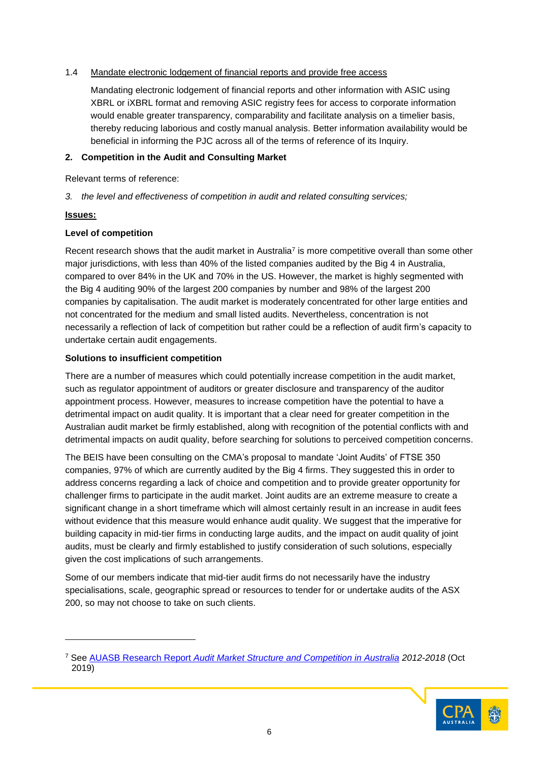1.4 Mandate electronic lodgement of financial reports and provide free access

Mandating electronic lodgement of financial reports and other information with ASIC using XBRL or iXBRL format and removing ASIC registry fees for access to corporate information would enable greater transparency, comparability and facilitate analysis on a timelier basis, thereby reducing laborious and costly manual analysis. Better information availability would be beneficial in informing the PJC across all of the terms of reference of its Inquiry.

## 2. Competition in the Audit and Consulting Market

Relevant terms of reference:

*3. the level and effectiveness of competition in audit and related consulting services;*

**Issues:**

### Level of competition

Recent research shows that the audit market in Australia[7] is more competitive overall than some other major jurisdictions, with less than 40% of the listed companies audited by the Big 4 in Australia, compared to over 84% in the UK and 70% in the US. However, the market is highly segmented with the Big 4 auditing 90% of the largest 200 companies by number and 98% of the largest 200 companies by capitalisation. The audit market is moderately concentrated for other large entities and not concentrated for the medium and small listed audits. Nevertheless, concentration is not necessarily a reflection of lack of competition but rather could be a reflection of audit firm's capacity to undertake certain audit engagements.

### Solutions to insufficient competition

There are a number of measures which could potentially increase competition in the audit market, such as regulator appointment of auditors or greater disclosure and transparency of the auditor appointment process. However, measures to increase competition have the potential to have a detrimental impact on audit quality. It is important that a clear need for greater competition in the Australian audit market be firmly established, along with recognition of the potential conflicts with and detrimental impacts on audit quality, before searching for solutions to perceived competition concerns.

The BEIS have been consulting on the CMA's proposal to mandate 'Joint Audits' of FTSE 350 companies, 97% of which are currently audited by the Big 4 firms. They suggested this in order to address concerns regarding a lack of choice and competition and to provide greater opportunity for challenger firms to participate in the audit market. Joint audits are an extreme measure to create a significant change in a short timeframe which will almost certainly result in an increase in audit fees without evidence that this measure would enhance audit quality. We suggest that the imperative for building capacity in mid-tier firms in conducting large audits, and the impact on audit quality of joint audits, must be clearly and firmly established to justify consideration of such solutions, especially given the cost implications of such arrangements.

Some of our members indicate that mid-tier audit firms do not necessarily have the industry specialisations, scale, geographic spread or resources to tender for or undertake audits of the ASX 200, so may not choose to take on such clients.

---

[7] See AUASB Research Report *Audit Market Structure and Competition in Australia* 2012-2018 (Oct 2019)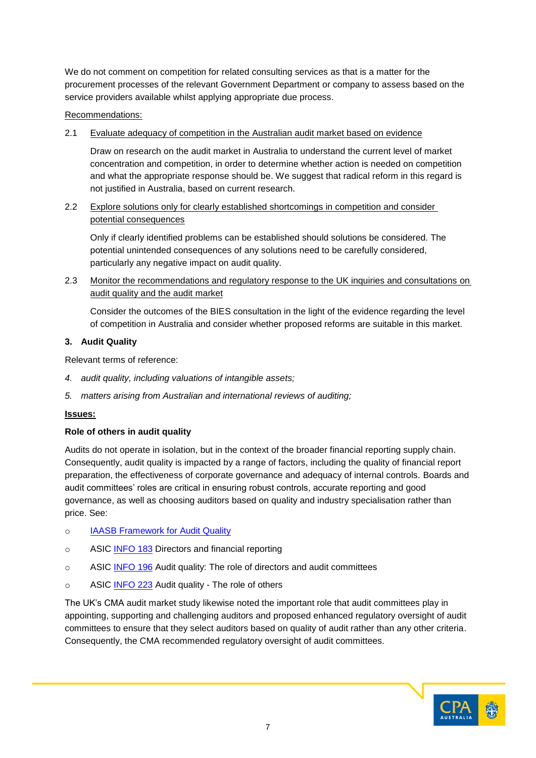We do not comment on competition for related consulting services as that is a matter for the procurement processes of the relevant Government Department or company to assess based on the service providers available whilst applying appropriate due process.

Recommendations:

2.1 Evaluate adequacy of competition in the Australian audit market based on evidence

Draw on research on the audit market in Australia to understand the current level of market concentration and competition, in order to determine whether action is needed on competition and what the appropriate response should be. We suggest that radical reform in this regard is not justified in Australia, based on current research.

2.2 Explore solutions only for clearly established shortcomings in competition and consider potential consequences

Only if clearly identified problems can be established should solutions be considered. The potential unintended consequences of any solutions need to be carefully considered, particularly any negative impact on audit quality.

2.3 Monitor the recommendations and regulatory response to the UK inquiries and consultations on audit quality and the audit market

Consider the outcomes of the BIES consultation in the light of the evidence regarding the level of competition in Australia and consider whether proposed reforms are suitable in this market.

## 3. Audit Quality

Relevant terms of reference:

4. *audit quality, including valuations of intangible assets;*
5. *matters arising from Australian and international reviews of auditing;*

**Issues:**

**Role of others in audit quality**

Audits do not operate in isolation, but in the context of the broader financial reporting supply chain. Consequently, audit quality is impacted by a range of factors, including the quality of financial report preparation, the effectiveness of corporate governance and adequacy of internal controls. Boards and audit committees' roles are critical in ensuring robust controls, accurate reporting and good governance, as well as choosing auditors based on quality and industry specialisation rather than price. See:

- IAASB Framework for Audit Quality
- ASIC INFO 183 Directors and financial reporting
- ASIC INFO 196 Audit quality: The role of directors and audit committees
- ASIC INFO 223 Audit quality - The role of others

The UK's CMA audit market study likewise noted the important role that audit committees play in appointing, supporting and challenging auditors and proposed enhanced regulatory oversight of audit committees to ensure that they select auditors based on quality of audit rather than any other criteria. Consequently, the CMA recommended regulatory oversight of audit committees.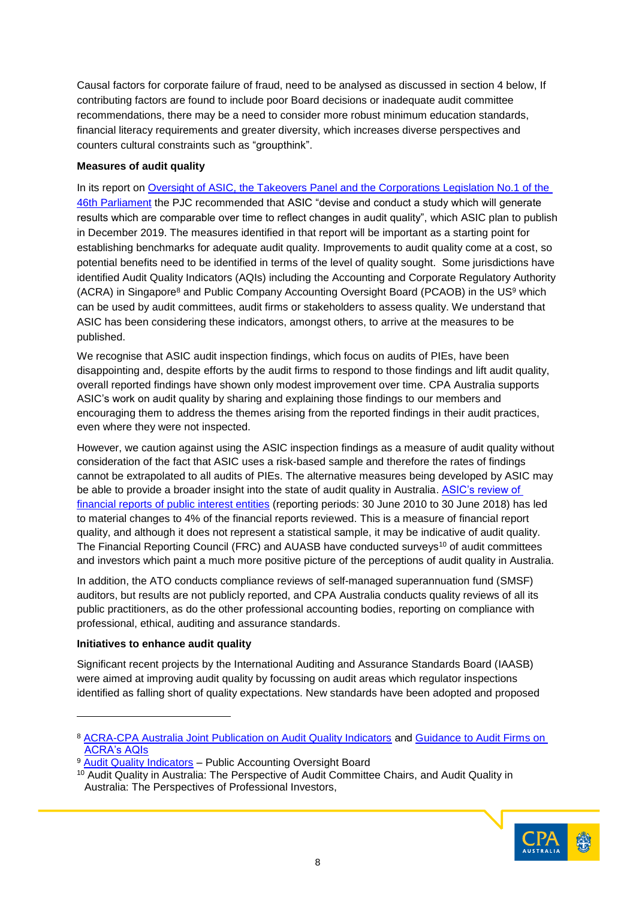Causal factors for corporate failure of fraud, need to be analysed as discussed in section 4 below, If contributing factors are found to include poor Board decisions or inadequate audit committee recommendations, there may be a need to consider more robust minimum education standards, financial literacy requirements and greater diversity, which increases diverse perspectives and counters cultural constraints such as "groupthink".

**Measures of audit quality**

In its report on Oversight of ASIC, the Takeovers Panel and the Corporations Legislation No.1 of the 46th Parliament the PJC recommended that ASIC "devise and conduct a study which will generate results which are comparable over time to reflect changes in audit quality", which ASIC plan to publish in December 2019. The measures identified in that report will be important as a starting point for establishing benchmarks for adequate audit quality. Improvements to audit quality come at a cost, so potential benefits need to be identified in terms of the level of quality sought. Some jurisdictions have identified Audit Quality Indicators (AQIs) including the Accounting and Corporate Regulatory Authority (ACRA) in Singapore[8] and Public Company Accounting Oversight Board (PCAOB) in the US[9] which can be used by audit committees, audit firms or stakeholders to assess quality. We understand that ASIC has been considering these indicators, amongst others, to arrive at the measures to be published.

We recognise that ASIC audit inspection findings, which focus on audits of PIEs, have been disappointing and, despite efforts by the audit firms to respond to those findings and lift audit quality, overall reported findings have shown only modest improvement over time. CPA Australia supports ASIC's work on audit quality by sharing and explaining those findings to our members and encouraging them to address the themes arising from the reported findings in their audit practices, even where they were not inspected.

However, we caution against using the ASIC inspection findings as a measure of audit quality without consideration of the fact that ASIC uses a risk-based sample and therefore the rates of findings cannot be extrapolated to all audits of PIEs. The alternative measures being developed by ASIC may be able to provide a broader insight into the state of audit quality in Australia. ASIC's review of financial reports of public interest entities (reporting periods: 30 June 2010 to 30 June 2018) has led to material changes to 4% of the financial reports reviewed. This is a measure of financial report quality, and although it does not represent a statistical sample, it may be indicative of audit quality. The Financial Reporting Council (FRC) and AUASB have conducted surveys[10] of audit committees and investors which paint a much more positive picture of the perceptions of audit quality in Australia.

In addition, the ATO conducts compliance reviews of self-managed superannuation fund (SMSF) auditors, but results are not publicly reported, and CPA Australia conducts quality reviews of all its public practitioners, as do the other professional accounting bodies, reporting on compliance with professional, ethical, auditing and assurance standards.

**Initiatives to enhance audit quality**

Significant recent projects by the International Auditing and Assurance Standards Board (IAASB) were aimed at improving audit quality by focussing on audit areas which regulator inspections identified as falling short of quality expectations. New standards have been adopted and proposed

---

[8] ACRA-CPA Australia Joint Publication on Audit Quality Indicators and Guidance to Audit Firms on ACRA's AQIs

[9] Audit Quality Indicators – Public Accounting Oversight Board

[10] Audit Quality in Australia: The Perspective of Audit Committee Chairs, and Audit Quality in Australia: The Perspectives of Professional Investors,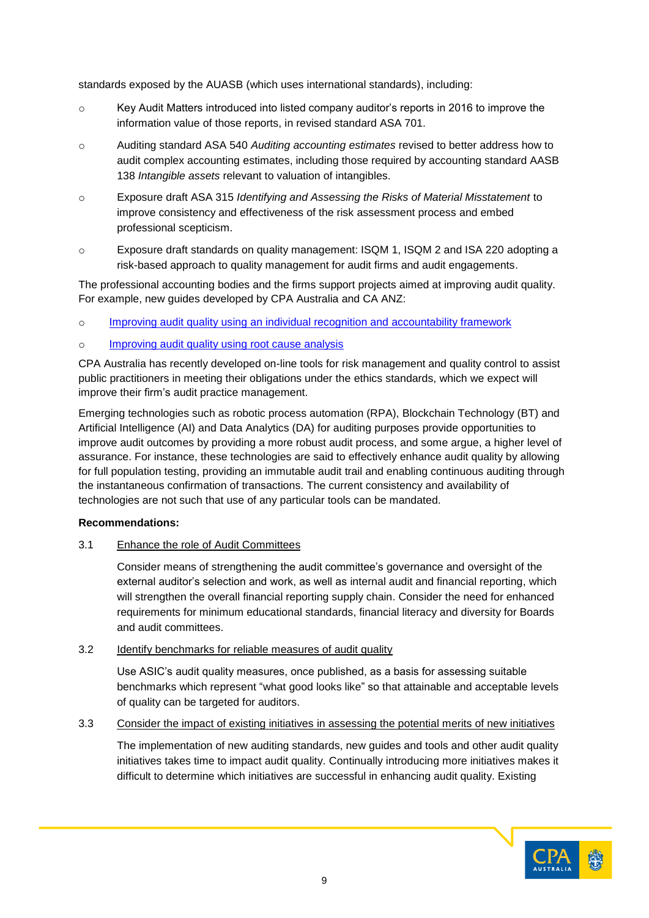standards exposed by the AUASB (which uses international standards), including:

- Key Audit Matters introduced into listed company auditor's reports in 2016 to improve the information value of those reports, in revised standard ASA 701.
- Auditing standard ASA 540 *Auditing accounting estimates* revised to better address how to audit complex accounting estimates, including those required by accounting standard AASB 138 *Intangible assets* relevant to valuation of intangibles.
- Exposure draft ASA 315 *Identifying and Assessing the Risks of Material Misstatement* to improve consistency and effectiveness of the risk assessment process and embed professional scepticism.
- Exposure draft standards on quality management: ISQM 1, ISQM 2 and ISA 220 adopting a risk-based approach to quality management for audit firms and audit engagements.

The professional accounting bodies and the firms support projects aimed at improving audit quality. For example, new guides developed by CPA Australia and CA ANZ:

- Improving audit quality using an individual recognition and accountability framework
- Improving audit quality using root cause analysis

CPA Australia has recently developed on-line tools for risk management and quality control to assist public practitioners in meeting their obligations under the ethics standards, which we expect will improve their firm's audit practice management.

Emerging technologies such as robotic process automation (RPA), Blockchain Technology (BT) and Artificial Intelligence (AI) and Data Analytics (DA) for auditing purposes provide opportunities to improve audit outcomes by providing a more robust audit process, and some argue, a higher level of assurance. For instance, these technologies are said to effectively enhance audit quality by allowing for full population testing, providing an immutable audit trail and enabling continuous auditing through the instantaneous confirmation of transactions. The current consistency and availability of technologies are not such that use of any particular tools can be mandated.

**Recommendations:**

3.1 Enhance the role of Audit Committees

Consider means of strengthening the audit committee's governance and oversight of the external auditor's selection and work, as well as internal audit and financial reporting, which will strengthen the overall financial reporting supply chain. Consider the need for enhanced requirements for minimum educational standards, financial literacy and diversity for Boards and audit committees.

3.2 Identify benchmarks for reliable measures of audit quality

Use ASIC's audit quality measures, once published, as a basis for assessing suitable benchmarks which represent "what good looks like" so that attainable and acceptable levels of quality can be targeted for auditors.

3.3 Consider the impact of existing initiatives in assessing the potential merits of new initiatives

The implementation of new auditing standards, new guides and tools and other audit quality initiatives takes time to impact audit quality. Continually introducing more initiatives makes it difficult to determine which initiatives are successful in enhancing audit quality. Existing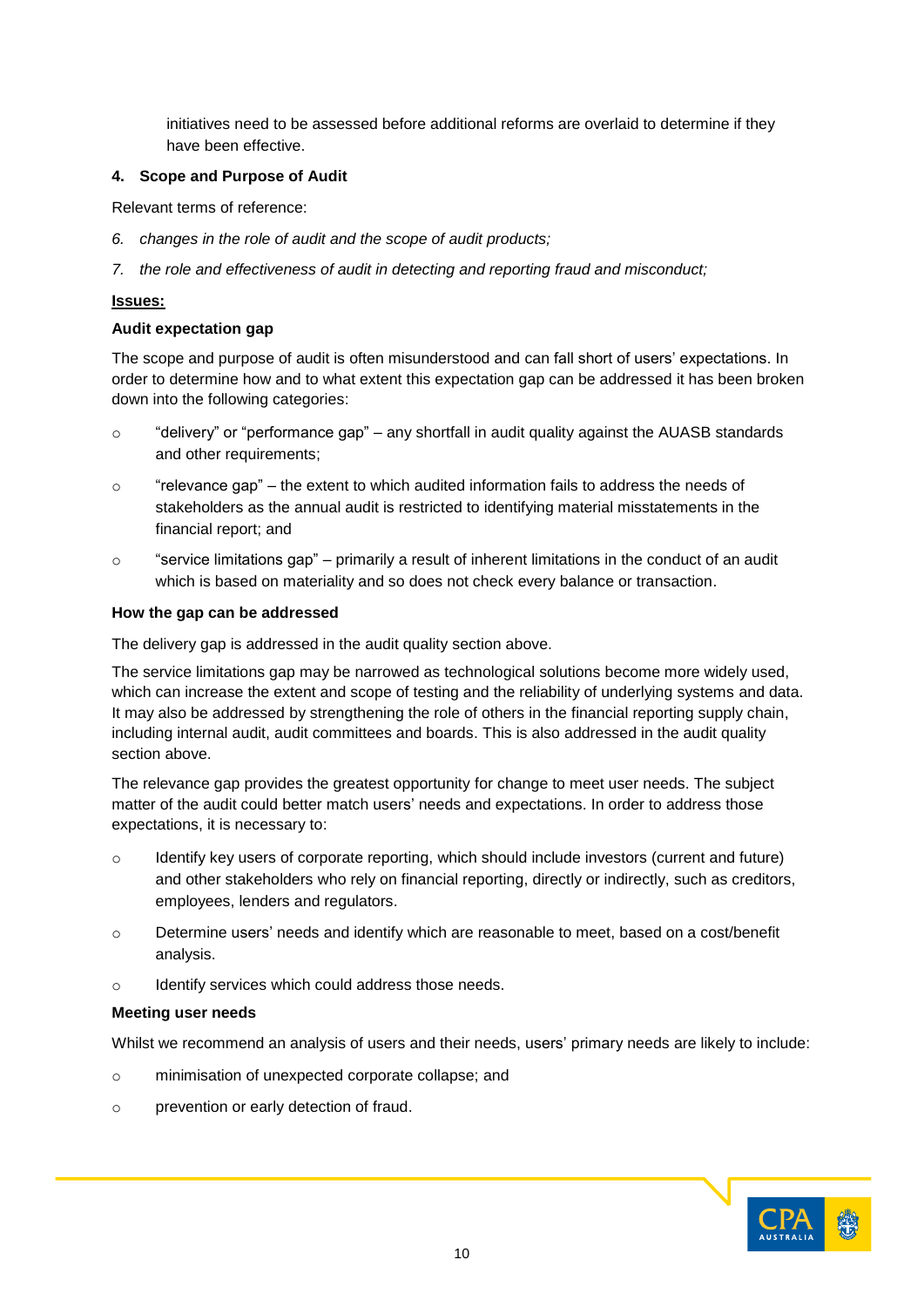initiatives need to be assessed before additional reforms are overlaid to determine if they have been effective.

## 4. Scope and Purpose of Audit

Relevant terms of reference:

*6. changes in the role of audit and the scope of audit products;*

*7. the role and effectiveness of audit in detecting and reporting fraud and misconduct;*

**<u>Issues:</u>**

### Audit expectation gap

The scope and purpose of audit is often misunderstood and can fall short of users' expectations. In order to determine how and to what extent this expectation gap can be addressed it has been broken down into the following categories:

- "delivery" or "performance gap" – any shortfall in audit quality against the AUASB standards and other requirements;
- "relevance gap" – the extent to which audited information fails to address the needs of stakeholders as the annual audit is restricted to identifying material misstatements in the financial report; and
- "service limitations gap" – primarily a result of inherent limitations in the conduct of an audit which is based on materiality and so does not check every balance or transaction.

### How the gap can be addressed

The delivery gap is addressed in the audit quality section above.

The service limitations gap may be narrowed as technological solutions become more widely used, which can increase the extent and scope of testing and the reliability of underlying systems and data. It may also be addressed by strengthening the role of others in the financial reporting supply chain, including internal audit, audit committees and boards. This is also addressed in the audit quality section above.

The relevance gap provides the greatest opportunity for change to meet user needs. The subject matter of the audit could better match users' needs and expectations. In order to address those expectations, it is necessary to:

- Identify key users of corporate reporting, which should include investors (current and future) and other stakeholders who rely on financial reporting, directly or indirectly, such as creditors, employees, lenders and regulators.
- Determine users' needs and identify which are reasonable to meet, based on a cost/benefit analysis.
- Identify services which could address those needs.

### Meeting user needs

Whilst we recommend an analysis of users and their needs, users' primary needs are likely to include:

- minimisation of unexpected corporate collapse; and
- prevention or early detection of fraud.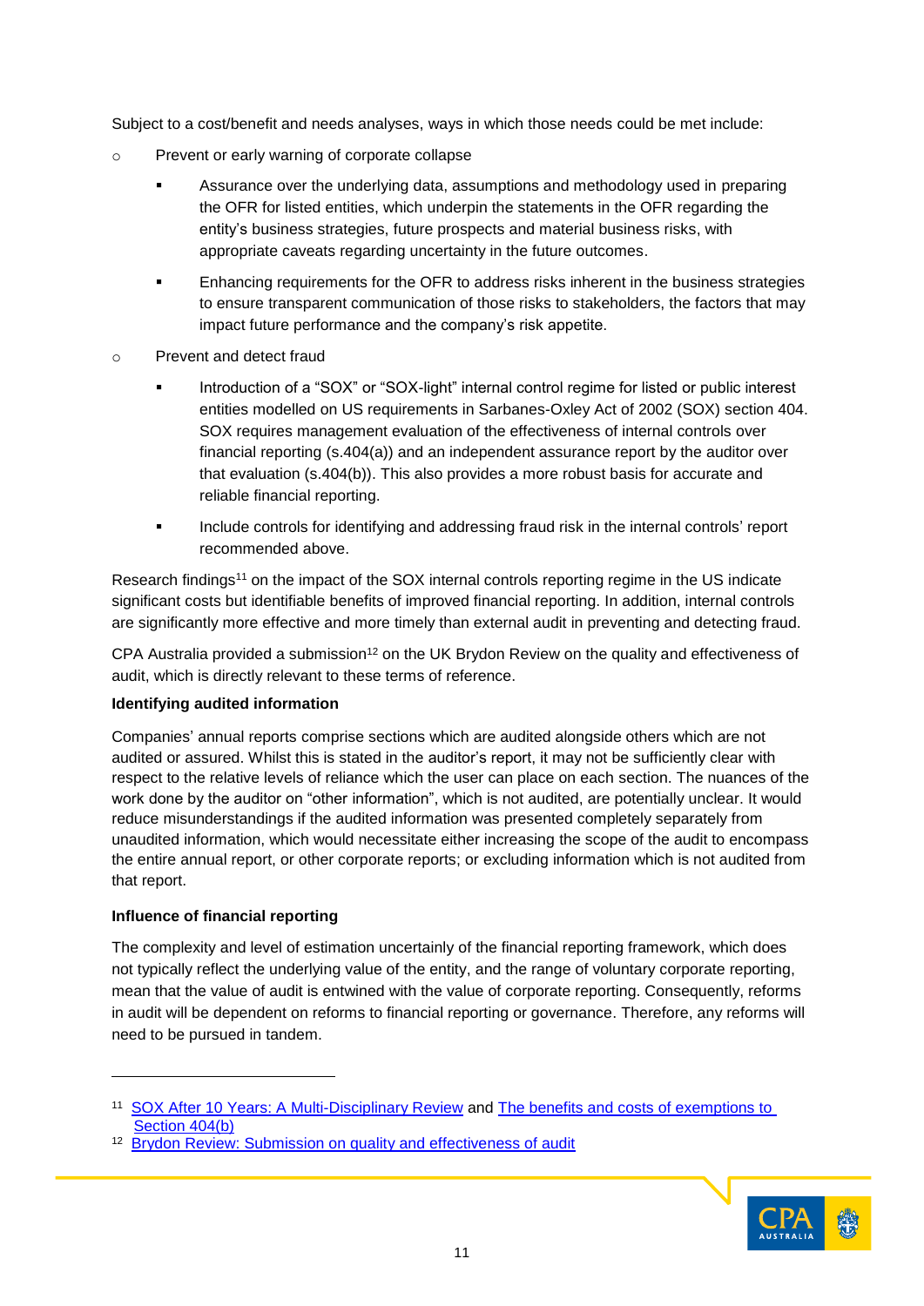Subject to a cost/benefit and needs analyses, ways in which those needs could be met include:

- Prevent or early warning of corporate collapse
  - Assurance over the underlying data, assumptions and methodology used in preparing the OFR for listed entities, which underpin the statements in the OFR regarding the entity's business strategies, future prospects and material business risks, with appropriate caveats regarding uncertainty in the future outcomes.
  - Enhancing requirements for the OFR to address risks inherent in the business strategies to ensure transparent communication of those risks to stakeholders, the factors that may impact future performance and the company's risk appetite.
- Prevent and detect fraud
  - Introduction of a "SOX" or "SOX-light" internal control regime for listed or public interest entities modelled on US requirements in Sarbanes-Oxley Act of 2002 (SOX) section 404. SOX requires management evaluation of the effectiveness of internal controls over financial reporting (s.404(a)) and an independent assurance report by the auditor over that evaluation (s.404(b)). This also provides a more robust basis for accurate and reliable financial reporting.
  - Include controls for identifying and addressing fraud risk in the internal controls' report recommended above.

Research findings[11] on the impact of the SOX internal controls reporting regime in the US indicate significant costs but identifiable benefits of improved financial reporting. In addition, internal controls are significantly more effective and more timely than external audit in preventing and detecting fraud.

CPA Australia provided a submission[12] on the UK Brydon Review on the quality and effectiveness of audit, which is directly relevant to these terms of reference.

**Identifying audited information**

Companies' annual reports comprise sections which are audited alongside others which are not audited or assured. Whilst this is stated in the auditor's report, it may not be sufficiently clear with respect to the relative levels of reliance which the user can place on each section. The nuances of the work done by the auditor on "other information", which is not audited, are potentially unclear. It would reduce misunderstandings if the audited information was presented completely separately from unaudited information, which would necessitate either increasing the scope of the audit to encompass the entire annual report, or other corporate reports; or excluding information which is not audited from that report.

**Influence of financial reporting**

The complexity and level of estimation uncertainly of the financial reporting framework, which does not typically reflect the underlying value of the entity, and the range of voluntary corporate reporting, mean that the value of audit is entwined with the value of corporate reporting. Consequently, reforms in audit will be dependent on reforms to financial reporting or governance. Therefore, any reforms will need to be pursued in tandem.

---

[11] SOX After 10 Years: A Multi-Disciplinary Review and The benefits and costs of exemptions to Section 404(b)

[12] Brydon Review: Submission on quality and effectiveness of audit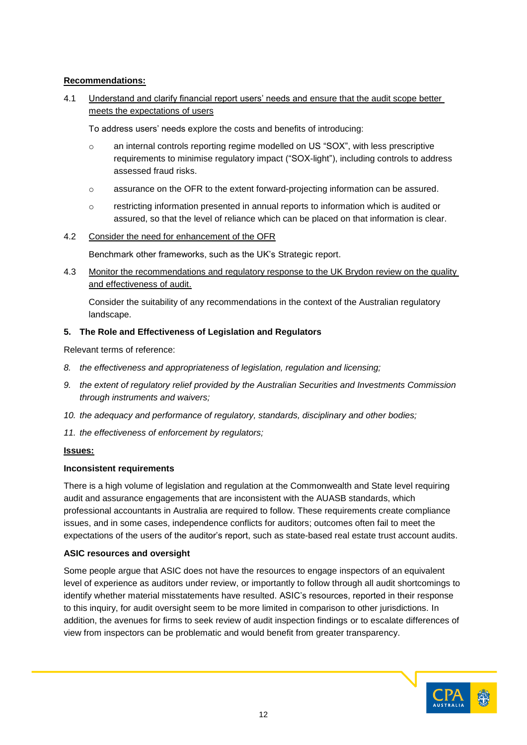**Recommendations:**

4.1 Understand and clarify financial report users' needs and ensure that the audit scope better meets the expectations of users

To address users' needs explore the costs and benefits of introducing:

- an internal controls reporting regime modelled on US "SOX", with less prescriptive requirements to minimise regulatory impact ("SOX-light"), including controls to address assessed fraud risks.
- assurance on the OFR to the extent forward-projecting information can be assured.
- restricting information presented in annual reports to information which is audited or assured, so that the level of reliance which can be placed on that information is clear.

4.2 Consider the need for enhancement of the OFR

Benchmark other frameworks, such as the UK's Strategic report.

4.3 Monitor the recommendations and regulatory response to the UK Brydon review on the quality and effectiveness of audit.

Consider the suitability of any recommendations in the context of the Australian regulatory landscape.

## 5. The Role and Effectiveness of Legislation and Regulators

Relevant terms of reference:

8. *the effectiveness and appropriateness of legislation, regulation and licensing;*
9. *the extent of regulatory relief provided by the Australian Securities and Investments Commission through instruments and waivers;*
10. *the adequacy and performance of regulatory, standards, disciplinary and other bodies;*
11. *the effectiveness of enforcement by regulators;*

**Issues:**

**Inconsistent requirements**

There is a high volume of legislation and regulation at the Commonwealth and State level requiring audit and assurance engagements that are inconsistent with the AUASB standards, which professional accountants in Australia are required to follow. These requirements create compliance issues, and in some cases, independence conflicts for auditors; outcomes often fail to meet the expectations of the users of the auditor's report, such as state-based real estate trust account audits.

**ASIC resources and oversight**

Some people argue that ASIC does not have the resources to engage inspectors of an equivalent level of experience as auditors under review, or importantly to follow through all audit shortcomings to identify whether material misstatements have resulted. ASIC's resources, reported in their response to this inquiry, for audit oversight seem to be more limited in comparison to other jurisdictions. In addition, the avenues for firms to seek review of audit inspection findings or to escalate differences of view from inspectors can be problematic and would benefit from greater transparency.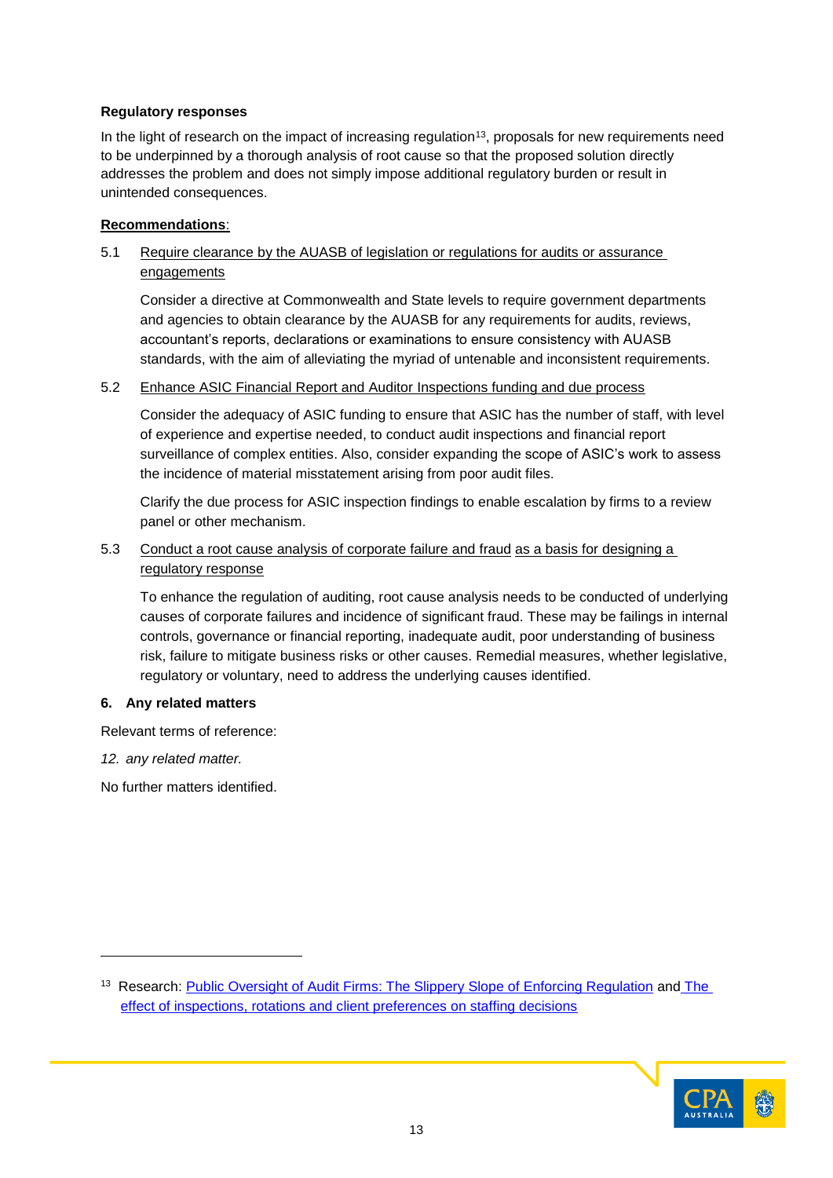**Regulatory responses**

In the light of research on the impact of increasing regulation[13], proposals for new requirements need to be underpinned by a thorough analysis of root cause so that the proposed solution directly addresses the problem and does not simply impose additional regulatory burden or result in unintended consequences.

**Recommendations**:

5.1 Require clearance by the AUASB of legislation or regulations for audits or assurance engagements

Consider a directive at Commonwealth and State levels to require government departments and agencies to obtain clearance by the AUASB for any requirements for audits, reviews, accountant's reports, declarations or examinations to ensure consistency with AUASB standards, with the aim of alleviating the myriad of untenable and inconsistent requirements.

5.2 Enhance ASIC Financial Report and Auditor Inspections funding and due process

Consider the adequacy of ASIC funding to ensure that ASIC has the number of staff, with level of experience and expertise needed, to conduct audit inspections and financial report surveillance of complex entities. Also, consider expanding the scope of ASIC's work to assess the incidence of material misstatement arising from poor audit files.

Clarify the due process for ASIC inspection findings to enable escalation by firms to a review panel or other mechanism.

5.3 Conduct a root cause analysis of corporate failure and fraud as a basis for designing a regulatory response

To enhance the regulation of auditing, root cause analysis needs to be conducted of underlying causes of corporate failures and incidence of significant fraud. These may be failings in internal controls, governance or financial reporting, inadequate audit, poor understanding of business risk, failure to mitigate business risks or other causes. Remedial measures, whether legislative, regulatory or voluntary, need to address the underlying causes identified.

**6. Any related matters**

Relevant terms of reference:

*12. any related matter.*

No further matters identified.

---

[13] Research: Public Oversight of Audit Firms: The Slippery Slope of Enforcing Regulation and The effect of inspections, rotations and client preferences on staffing decisions